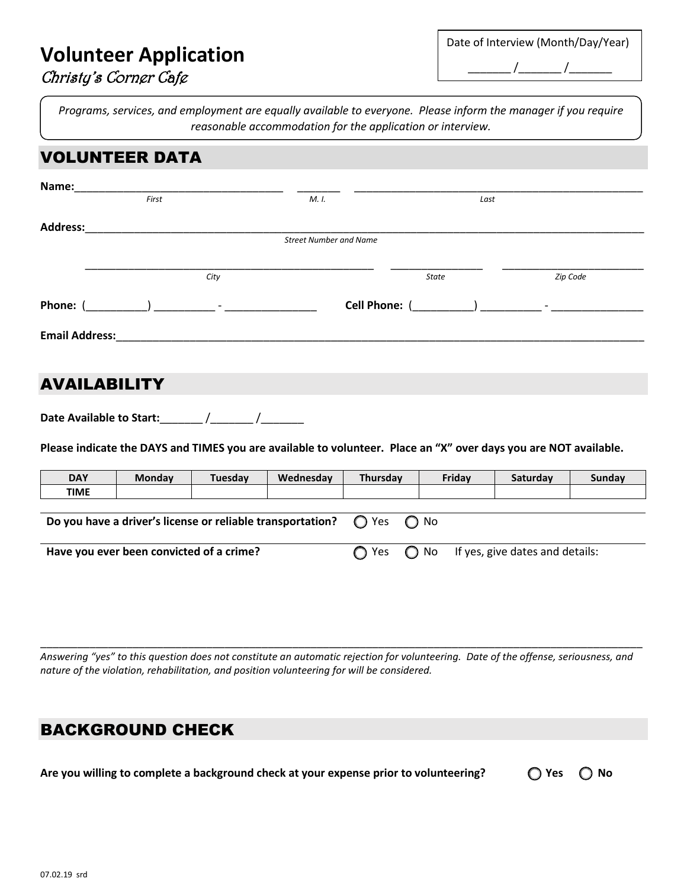# Volunteer Application

*Christy's Corner Cafe*

Date of Interview (Month/Day/Year)

_______ /_______ /_______

*Programs, services, and employment are equally available to everyone. Please inform the manager if you require reasonable accommodation for the application or interview.*

## VOLUNTEER DATA

**Name:**___________________________________ _______ ___________________________________________________

*First* *M. I.* *Last*

**Address:**_____________________________________________________________________________________________

*Street Number and Name*

__________________________________________________ ________________ ________________________

*City* *State* *Zip Code*

**Phone:** (__________) __________ - _______________ **Cell Phone:** (__________) __________ - _______________

**Email Address:**_________________________________________________________________________________________

## AVAILABILITY

**Date Available to Start:**_______ /_______ /_______

**Please indicate the DAYS and TIMES you are available to volunteer. Place an "X" over days you are NOT available.**

| DAY | Monday | Tuesday | Wednesday | Thursday | Friday | Saturday | Sunday |
|---|---|---|---|---|---|---|---|
| TIME | | | | | | | |

**Do you have a driver's license or reliable transportation?** ◯ Yes ◯ No

**Have you ever been convicted of a crime?** ◯ Yes ◯ No If yes, give dates and details:

_____________________________________________________________________________________________

*Answering "yes" to this question does not constitute an automatic rejection for volunteering. Date of the offense, seriousness, and nature of the violation, rehabilitation, and position volunteering for will be considered.*

## BACKGROUND CHECK

**Are you willing to complete a background check at your expense prior to volunteering?** ◯ **Yes** ◯ **No**

07.02.19 srd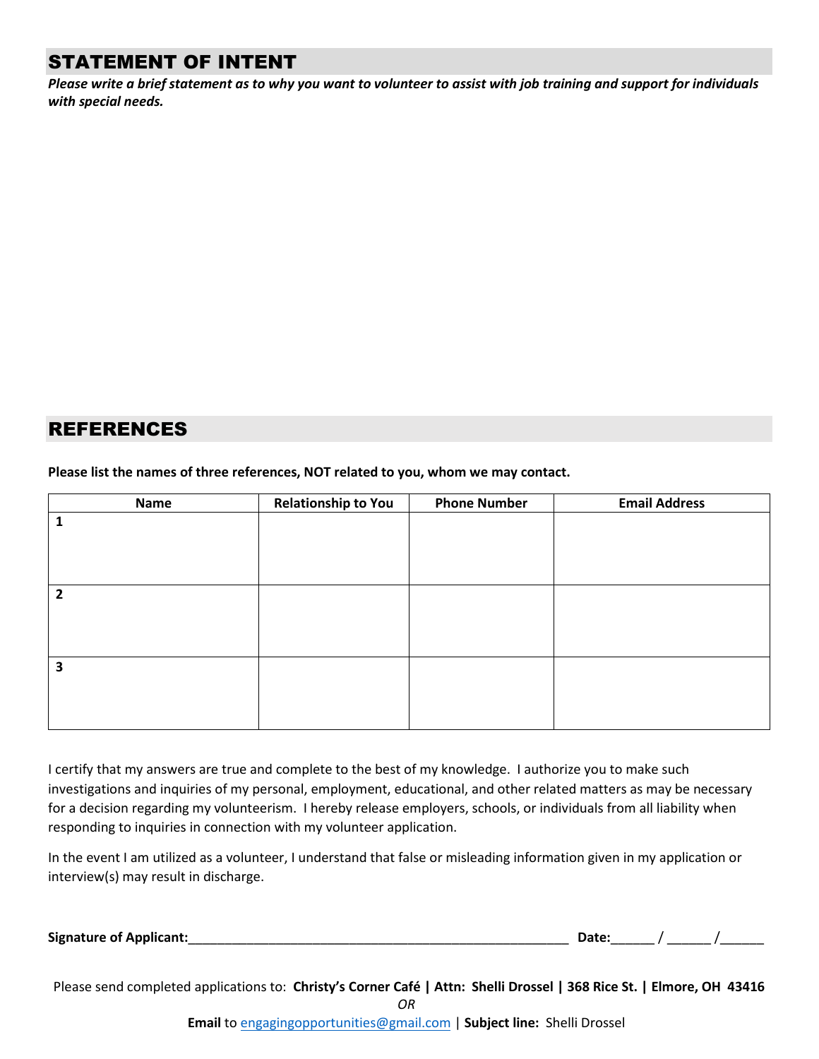## STATEMENT OF INTENT

***Please write a brief statement as to why you want to volunteer to assist with job training and support for individuals with special needs.***

## REFERENCES

**Please list the names of three references, NOT related to you, whom we may contact.**

| Name | Relationship to You | Phone Number | Email Address |
|---|---|---|---|
| **1** | | | |
| **2** | | | |
| **3** | | | |

I certify that my answers are true and complete to the best of my knowledge. I authorize you to make such investigations and inquiries of my personal, employment, educational, and other related matters as may be necessary for a decision regarding my volunteerism. I hereby release employers, schools, or individuals from all liability when responding to inquiries in connection with my volunteer application.

In the event I am utilized as a volunteer, I understand that false or misleading information given in my application or interview(s) may result in discharge.

**Signature of Applicant:**_____________________________________________________ **Date:**______ / ______ /______

Please send completed applications to: **Christy's Corner Café | Attn: Shelli Drossel | 368 Rice St. | Elmore, OH 43416**

*OR*

**Email** to engagingopportunities@gmail.com | **Subject line:** Shelli Drossel